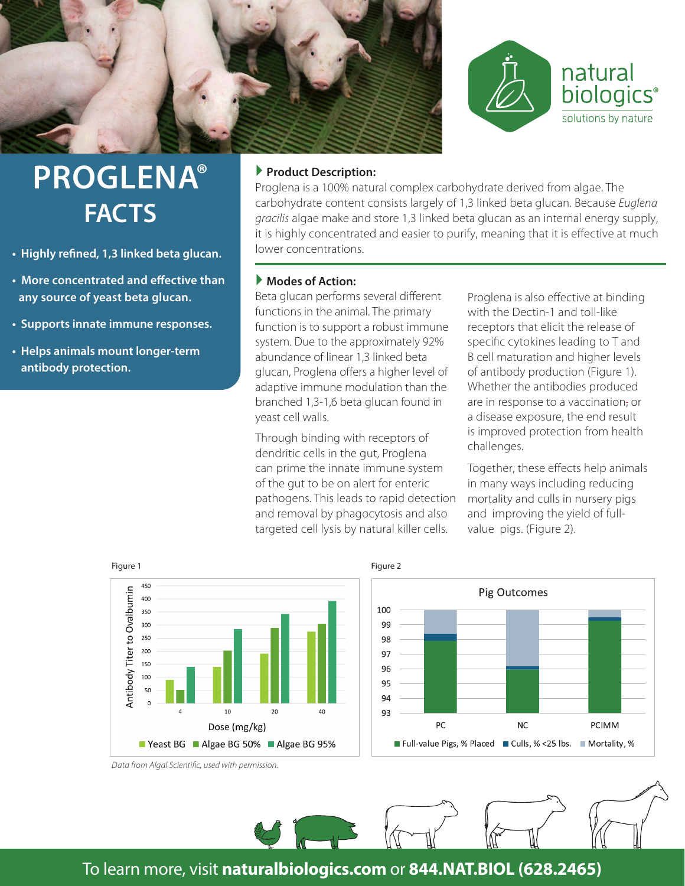natural biologics®
solutions by nature

# PROGLENA® FACTS

- Highly refined, 1,3 linked beta glucan.
- More concentrated and effective than any source of yeast beta glucan.
- Supports innate immune responses.
- Helps animals mount longer-term antibody protection.

## Product Description:

Proglena is a 100% natural complex carbohydrate derived from algae. The carbohydrate content consists largely of 1,3 linked beta glucan. Because *Euglena gracilis* algae make and store 1,3 linked beta glucan as an internal energy supply, it is highly concentrated and easier to purify, meaning that it is effective at much lower concentrations.

## Modes of Action:

Beta glucan performs several different functions in the animal. The primary function is to support a robust immune system. Due to the approximately 92% abundance of linear 1,3 linked beta glucan, Proglena offers a higher level of adaptive immune modulation than the branched 1,3-1,6 beta glucan found in yeast cell walls.

Through binding with receptors of dendritic cells in the gut, Proglena can prime the innate immune system of the gut to be on alert for enteric pathogens. This leads to rapid detection and removal by phagocytosis and also targeted cell lysis by natural killer cells.

Proglena is also effective at binding with the Dectin-1 and toll-like receptors that elicit the release of specific cytokines leading to T and B cell maturation and higher levels of antibody production (Figure 1). Whether the antibodies produced are in response to a vaccination; or a disease exposure, the end result is improved protection from health challenges.

Together, these effects help animals in many ways including reducing mortality and culls in nursery pigs and improving the yield of full-value pigs. (Figure 2).

Figure 1

Antibody Titer to Ovalbumin vs. Dose (mg/kg) — Yeast BG, Algae BG 50%, Algae BG 95%

Figure 2

Pig Outcomes — PC, NC, PCIMM — Full-value Pigs, % Placed; Culls, % <25 lbs.; Mortality, %

*Data from Algal Scientific, used with permission.*

To learn more, visit **naturalbiologics.com** or **844.NAT.BIOL (628.2465)**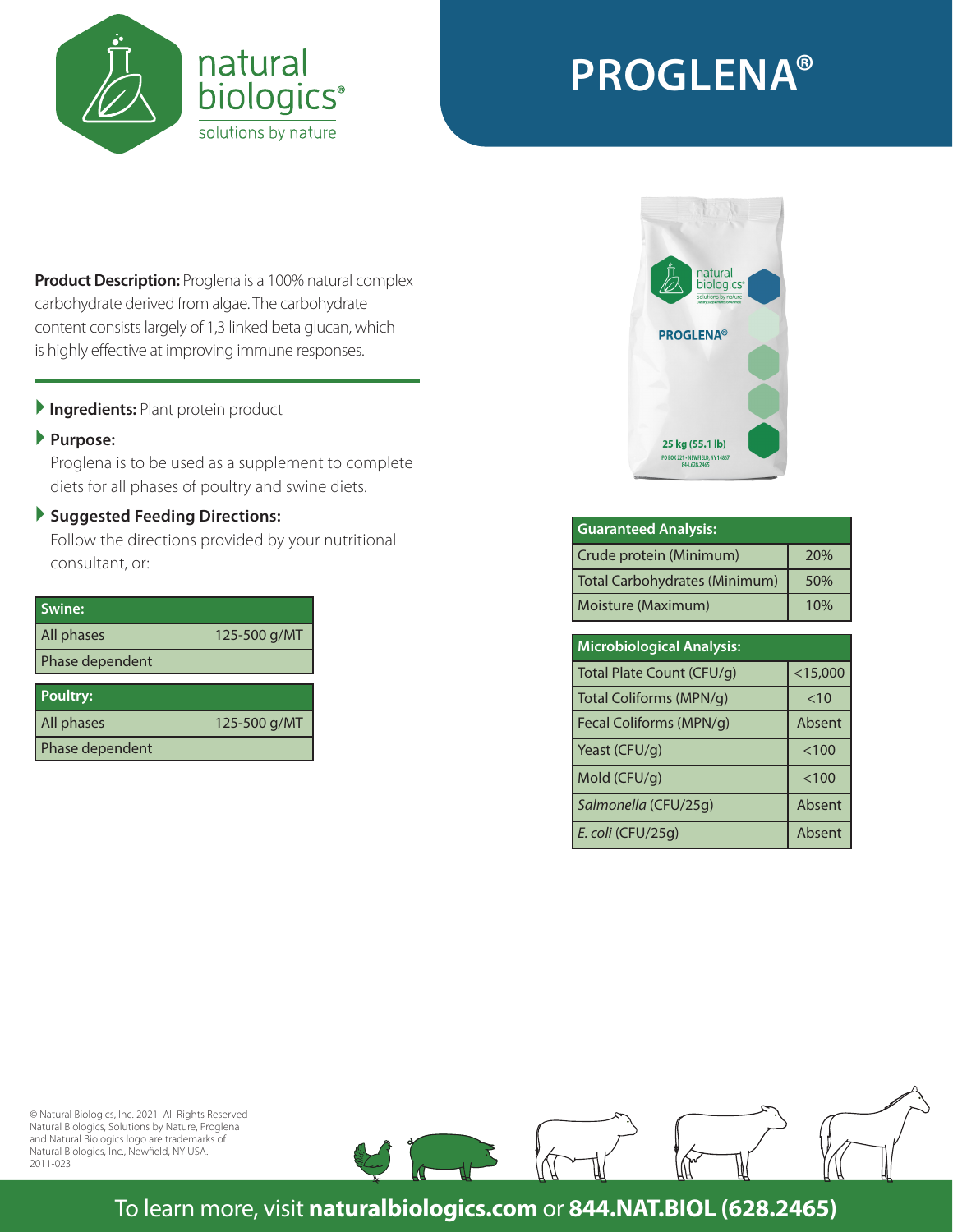natural biologics®

solutions by nature

# PROGLENA®

**Product Description:** Proglena is a 100% natural complex carbohydrate derived from algae. The carbohydrate content consists largely of 1,3 linked beta glucan, which is highly effective at improving immune responses.

- **Ingredients:** Plant protein product
- **Purpose:**
  Proglena is to be used as a supplement to complete diets for all phases of poultry and swine diets.
- **Suggested Feeding Directions:**
  Follow the directions provided by your nutritional consultant, or:

| Swine: | |
|---|---|
| All phases | 125-500 g/MT |
| Phase dependent | |

| Poultry: | |
|---|---|
| All phases | 125-500 g/MT |
| Phase dependent | |

| Guaranteed Analysis: | |
|---|---|
| Crude protein (Minimum) | 20% |
| Total Carbohydrates (Minimum) | 50% |
| Moisture (Maximum) | 10% |

| Microbiological Analysis: | |
|---|---|
| Total Plate Count (CFU/g) | <15,000 |
| Total Coliforms (MPN/g) | <10 |
| Fecal Coliforms (MPN/g) | Absent |
| Yeast (CFU/g) | <100 |
| Mold (CFU/g) | <100 |
| *Salmonella* (CFU/25g) | Absent |
| *E. coli* (CFU/25g) | Absent |

© Natural Biologics, Inc. 2021 All Rights Reserved
Natural Biologics, Solutions by Nature, Proglena and Natural Biologics logo are trademarks of Natural Biologics, Inc., Newfield, NY USA.
2011-023

To learn more, visit **naturalbiologics.com** or **844.NAT.BIOL (628.2465)**